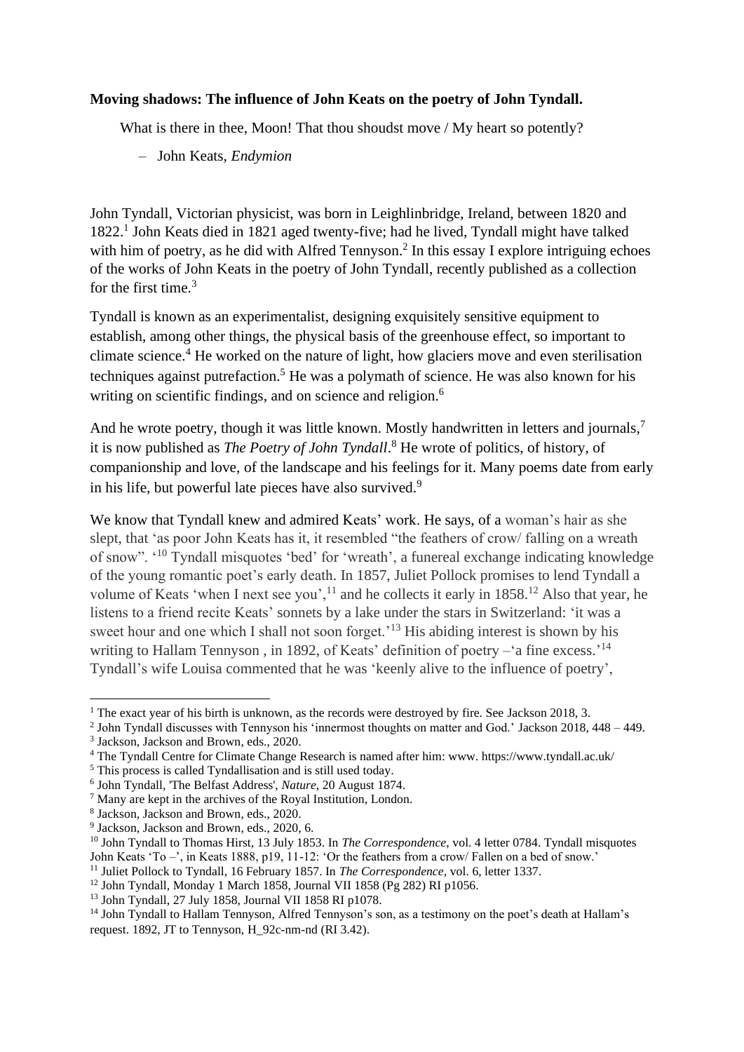**Moving shadows: The influence of John Keats on the poetry of John Tyndall.**

> What is there in thee, Moon! That thou shoudst move / My heart so potently?
>
> – John Keats, *Endymion*

John Tyndall, Victorian physicist, was born in Leighlinbridge, Ireland, between 1820 and 1822.[1] John Keats died in 1821 aged twenty-five; had he lived, Tyndall might have talked with him of poetry, as he did with Alfred Tennyson.[2] In this essay I explore intriguing echoes of the works of John Keats in the poetry of John Tyndall, recently published as a collection for the first time.[3]

Tyndall is known as an experimentalist, designing exquisitely sensitive equipment to establish, among other things, the physical basis of the greenhouse effect, so important to climate science.[4] He worked on the nature of light, how glaciers move and even sterilisation techniques against putrefaction.[5] He was a polymath of science. He was also known for his writing on scientific findings, and on science and religion.[6]

And he wrote poetry, though it was little known. Mostly handwritten in letters and journals,[7] it is now published as *The Poetry of John Tyndall*.[8] He wrote of politics, of history, of companionship and love, of the landscape and his feelings for it. Many poems date from early in his life, but powerful late pieces have also survived.[9]

We know that Tyndall knew and admired Keats' work. He says, of a woman's hair as she slept, that 'as poor John Keats has it, it resembled "the feathers of crow/ falling on a wreath of snow". '[10] Tyndall misquotes 'bed' for 'wreath', a funereal exchange indicating knowledge of the young romantic poet's early death. In 1857, Juliet Pollock promises to lend Tyndall a volume of Keats 'when I next see you',[11] and he collects it early in 1858.[12] Also that year, he listens to a friend recite Keats' sonnets by a lake under the stars in Switzerland: 'it was a sweet hour and one which I shall not soon forget.'[13] His abiding interest is shown by his writing to Hallam Tennyson , in 1892, of Keats' definition of poetry –'a fine excess.'[14] Tyndall's wife Louisa commented that he was 'keenly alive to the influence of poetry',

---

[1] The exact year of his birth is unknown, as the records were destroyed by fire. See Jackson 2018, 3.

[2] John Tyndall discusses with Tennyson his 'innermost thoughts on matter and God.' Jackson 2018, 448 – 449.

[3] Jackson, Jackson and Brown, eds., 2020.

[4] The Tyndall Centre for Climate Change Research is named after him: www. https://www.tyndall.ac.uk/

[5] This process is called Tyndallisation and is still used today.

[6] John Tyndall, 'The Belfast Address', *Nature*, 20 August 1874.

[7] Many are kept in the archives of the Royal Institution, London.

[8] Jackson, Jackson and Brown, eds., 2020.

[9] Jackson, Jackson and Brown, eds., 2020, 6.

[10] John Tyndall to Thomas Hirst, 13 July 1853. In *The Correspondence*, vol. 4 letter 0784. Tyndall misquotes John Keats 'To –', in Keats 1888, p19, 11-12: 'Or the feathers from a crow/ Fallen on a bed of snow.'

[11] Juliet Pollock to Tyndall, 16 February 1857. In *The Correspondence*, vol. 6, letter 1337.

[12] John Tyndall, Monday 1 March 1858, Journal VII 1858 (Pg 282) RI p1056.

[13] John Tyndall, 27 July 1858, Journal VII 1858 RI p1078.

[14] John Tyndall to Hallam Tennyson, Alfred Tennyson's son, as a testimony on the poet's death at Hallam's request. 1892, JT to Tennyson, H_92c-nm-nd (RI 3.42).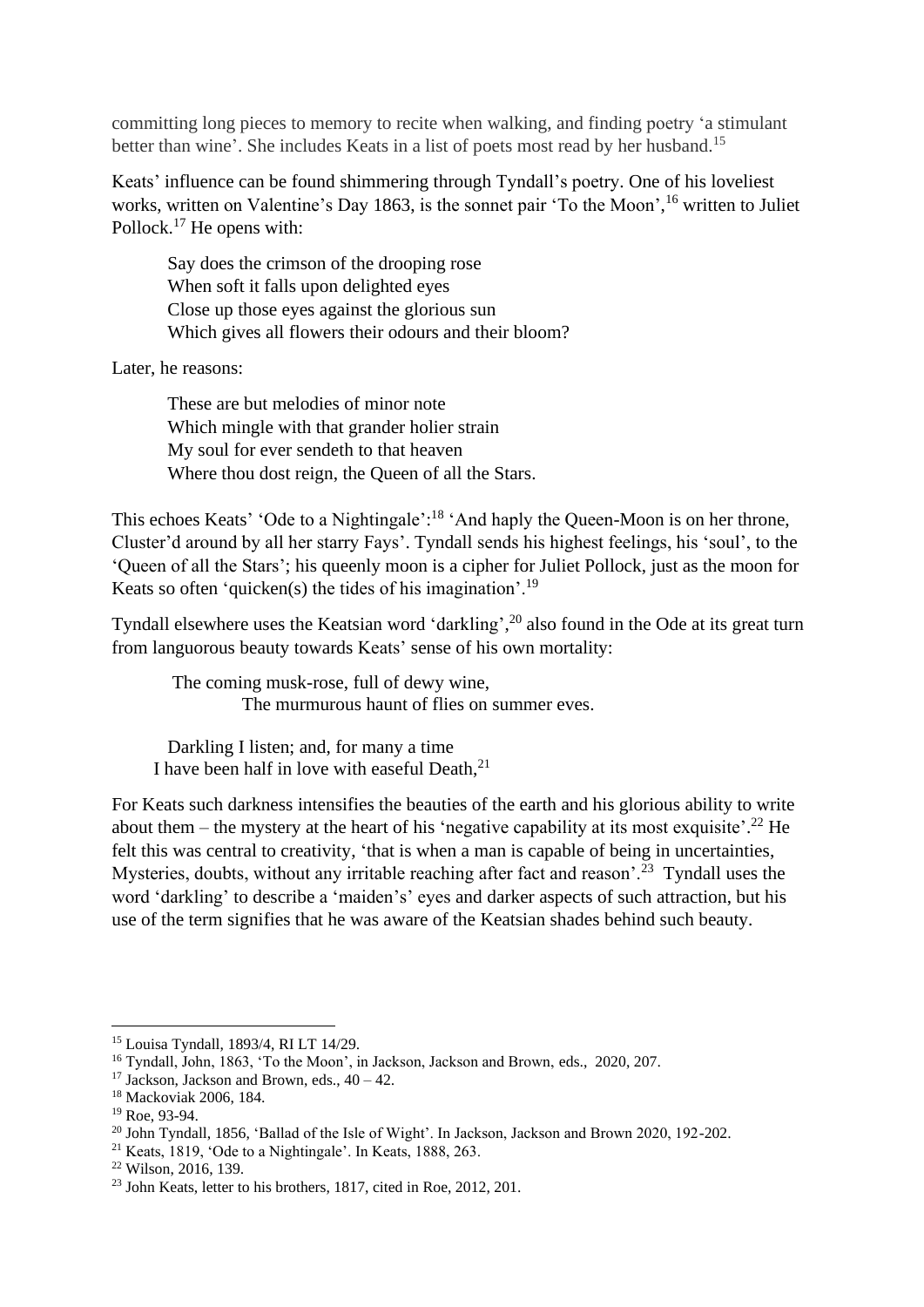committing long pieces to memory to recite when walking, and finding poetry 'a stimulant better than wine'. She includes Keats in a list of poets most read by her husband.[15]

Keats' influence can be found shimmering through Tyndall's poetry. One of his loveliest works, written on Valentine's Day 1863, is the sonnet pair 'To the Moon',[16] written to Juliet Pollock.[17] He opens with:

> Say does the crimson of the drooping rose
> When soft it falls upon delighted eyes
> Close up those eyes against the glorious sun
> Which gives all flowers their odours and their bloom?

Later, he reasons:

> These are but melodies of minor note
> Which mingle with that grander holier strain
> My soul for ever sendeth to that heaven
> Where thou dost reign, the Queen of all the Stars.

This echoes Keats' 'Ode to a Nightingale':[18] 'And haply the Queen-Moon is on her throne, Cluster'd around by all her starry Fays'. Tyndall sends his highest feelings, his 'soul', to the 'Queen of all the Stars'; his queenly moon is a cipher for Juliet Pollock, just as the moon for Keats so often 'quicken(s) the tides of his imagination'.[19]

Tyndall elsewhere uses the Keatsian word 'darkling',[20] also found in the Ode at its great turn from languorous beauty towards Keats' sense of his own mortality:

> The coming musk-rose, full of dewy wine,
> The murmurous haunt of flies on summer eves.
>
> Darkling I listen; and, for many a time
> I have been half in love with easeful Death,[21]

For Keats such darkness intensifies the beauties of the earth and his glorious ability to write about them – the mystery at the heart of his 'negative capability at its most exquisite'.[22] He felt this was central to creativity, 'that is when a man is capable of being in uncertainties, Mysteries, doubts, without any irritable reaching after fact and reason'.[23] Tyndall uses the word 'darkling' to describe a 'maiden's' eyes and darker aspects of such attraction, but his use of the term signifies that he was aware of the Keatsian shades behind such beauty.

---

[15] Louisa Tyndall, 1893/4, RI LT 14/29.
[16] Tyndall, John, 1863, 'To the Moon', in Jackson, Jackson and Brown, eds., 2020, 207.
[17] Jackson, Jackson and Brown, eds., 40 – 42.
[18] Mackoviak 2006, 184.
[19] Roe, 93-94.
[20] John Tyndall, 1856, 'Ballad of the Isle of Wight'. In Jackson, Jackson and Brown 2020, 192-202.
[21] Keats, 1819, 'Ode to a Nightingale'. In Keats, 1888, 263.
[22] Wilson, 2016, 139.
[23] John Keats, letter to his brothers, 1817, cited in Roe, 2012, 201.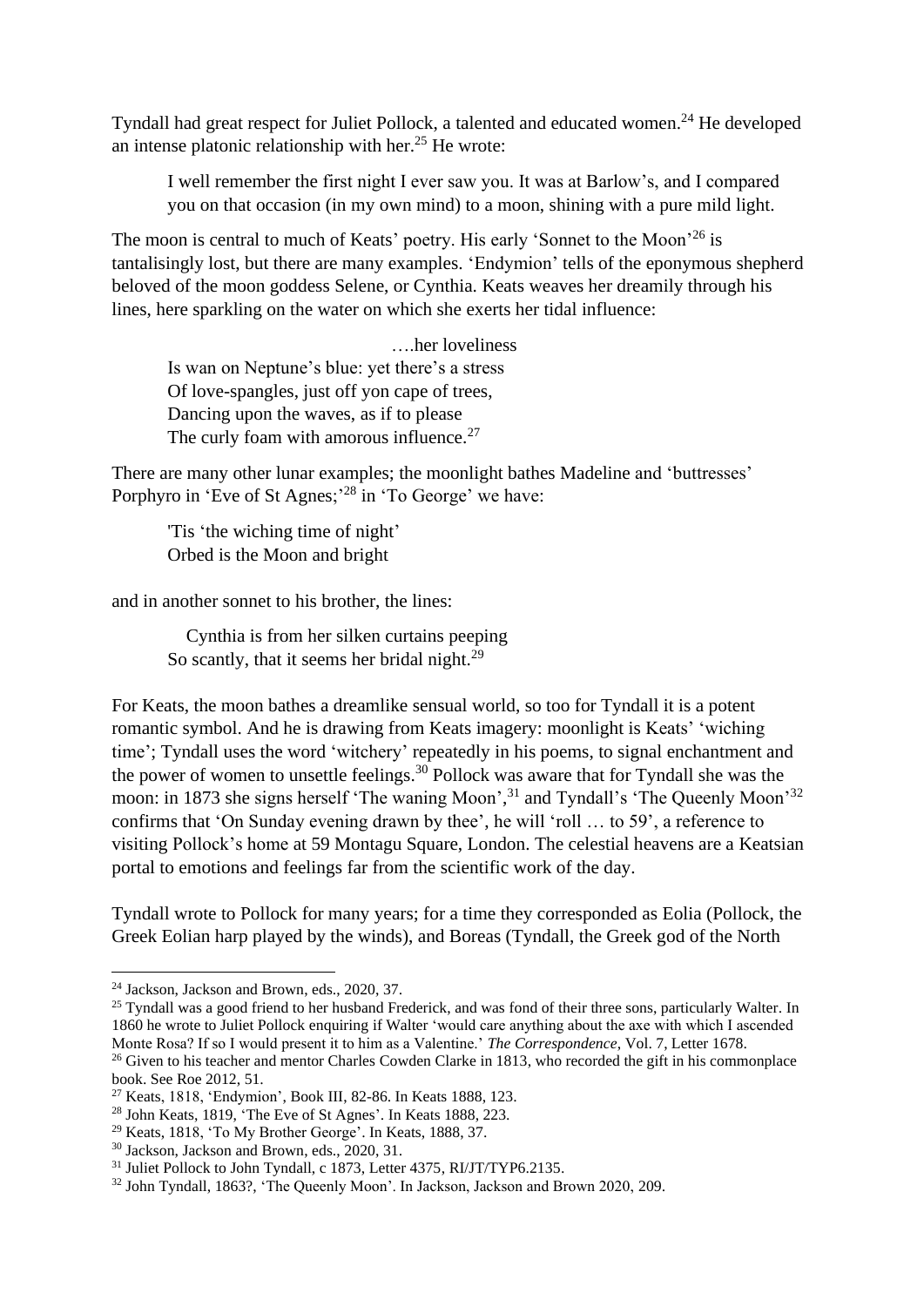Tyndall had great respect for Juliet Pollock, a talented and educated women.[24] He developed an intense platonic relationship with her.[25] He wrote:

> I well remember the first night I ever saw you. It was at Barlow's, and I compared you on that occasion (in my own mind) to a moon, shining with a pure mild light.

The moon is central to much of Keats' poetry. His early 'Sonnet to the Moon'[26] is tantalisingly lost, but there are many examples. 'Endymion' tells of the eponymous shepherd beloved of the moon goddess Selene, or Cynthia. Keats weaves her dreamily through his lines, here sparkling on the water on which she exerts her tidal influence:

> ….her loveliness
> Is wan on Neptune's blue: yet there's a stress
> Of love-spangles, just off yon cape of trees,
> Dancing upon the waves, as if to please
> The curly foam with amorous influence.[27]

There are many other lunar examples; the moonlight bathes Madeline and 'buttresses' Porphyro in 'Eve of St Agnes;'[28] in 'To George' we have:

> 'Tis 'the wiching time of night'
> Orbed is the Moon and bright

and in another sonnet to his brother, the lines:

> Cynthia is from her silken curtains peeping
> So scantly, that it seems her bridal night.[29]

For Keats, the moon bathes a dreamlike sensual world, so too for Tyndall it is a potent romantic symbol. And he is drawing from Keats imagery: moonlight is Keats' 'wiching time'; Tyndall uses the word 'witchery' repeatedly in his poems, to signal enchantment and the power of women to unsettle feelings.[30] Pollock was aware that for Tyndall she was the moon: in 1873 she signs herself 'The waning Moon',[31] and Tyndall's 'The Queenly Moon'[32] confirms that 'On Sunday evening drawn by thee', he will 'roll … to 59', a reference to visiting Pollock's home at 59 Montagu Square, London. The celestial heavens are a Keatsian portal to emotions and feelings far from the scientific work of the day.

Tyndall wrote to Pollock for many years; for a time they corresponded as Eolia (Pollock, the Greek Eolian harp played by the winds), and Boreas (Tyndall, the Greek god of the North

---

[24] Jackson, Jackson and Brown, eds., 2020, 37.

[25] Tyndall was a good friend to her husband Frederick, and was fond of their three sons, particularly Walter. In 1860 he wrote to Juliet Pollock enquiring if Walter 'would care anything about the axe with which I ascended Monte Rosa? If so I would present it to him as a Valentine.' *The Correspondence*, Vol. 7, Letter 1678.

[26] Given to his teacher and mentor Charles Cowden Clarke in 1813, who recorded the gift in his commonplace book. See Roe 2012, 51.

[27] Keats, 1818, 'Endymion', Book III, 82-86. In Keats 1888, 123.

[28] John Keats, 1819, 'The Eve of St Agnes'. In Keats 1888, 223.

[29] Keats, 1818, 'To My Brother George'. In Keats, 1888, 37.

[30] Jackson, Jackson and Brown, eds., 2020, 31.

[31] Juliet Pollock to John Tyndall, c 1873, Letter 4375, RI/JT/TYP6.2135.

[32] John Tyndall, 1863?, 'The Queenly Moon'. In Jackson, Jackson and Brown 2020, 209.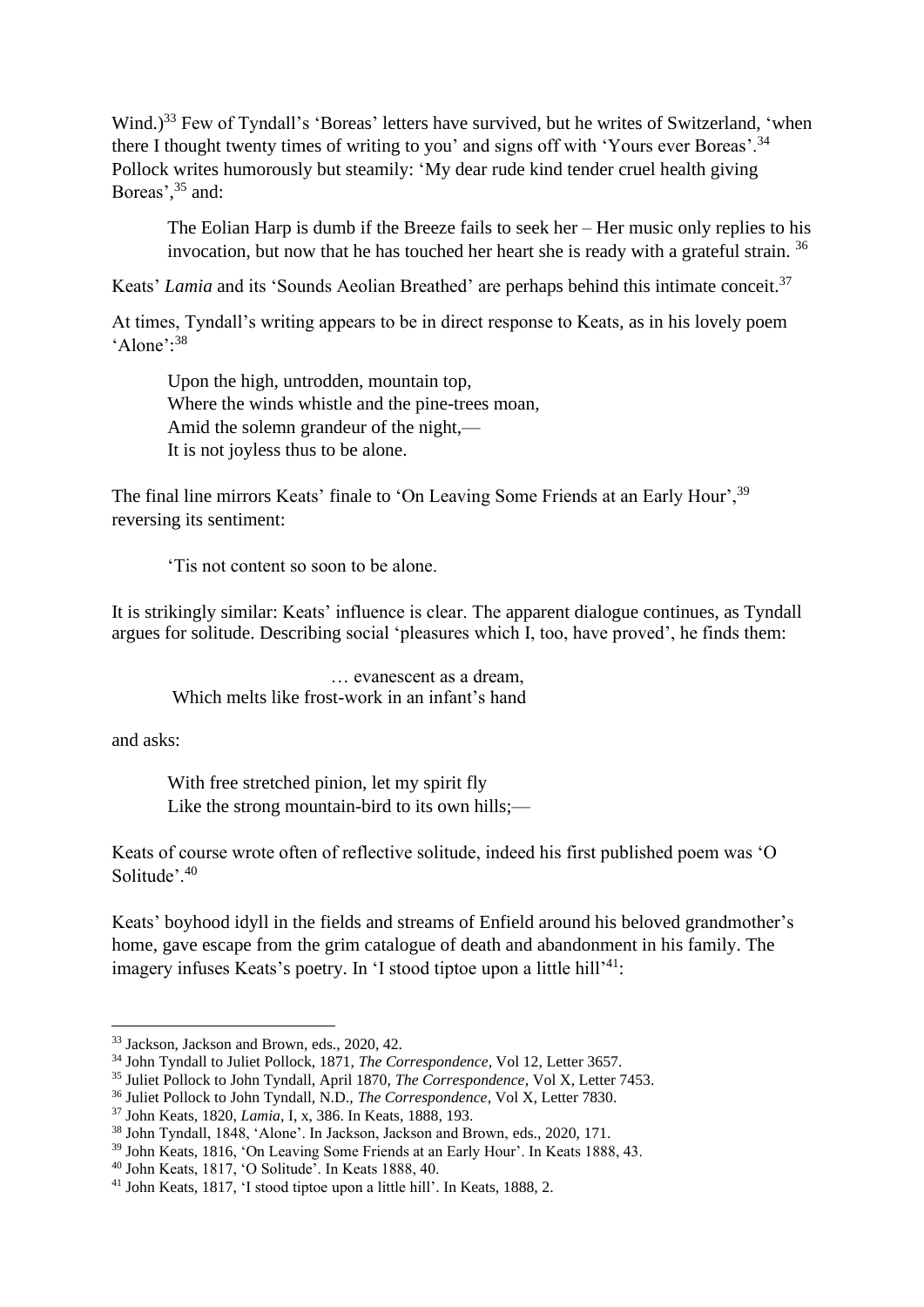Wind.)[33] Few of Tyndall's 'Boreas' letters have survived, but he writes of Switzerland, 'when there I thought twenty times of writing to you' and signs off with 'Yours ever Boreas'.[34] Pollock writes humorously but steamily: 'My dear rude kind tender cruel health giving Boreas',[35] and:

> The Eolian Harp is dumb if the Breeze fails to seek her – Her music only replies to his invocation, but now that he has touched her heart she is ready with a grateful strain. [36]

Keats' *Lamia* and its 'Sounds Aeolian Breathed' are perhaps behind this intimate conceit.[37]

At times, Tyndall's writing appears to be in direct response to Keats, as in his lovely poem 'Alone':[38]

> Upon the high, untrodden, mountain top,
> Where the winds whistle and the pine-trees moan,
> Amid the solemn grandeur of the night,—
> It is not joyless thus to be alone.

The final line mirrors Keats' finale to 'On Leaving Some Friends at an Early Hour',[39] reversing its sentiment:

> 'Tis not content so soon to be alone.

It is strikingly similar: Keats' influence is clear. The apparent dialogue continues, as Tyndall argues for solitude. Describing social 'pleasures which I, too, have proved', he finds them:

> … evanescent as a dream,
> Which melts like frost-work in an infant's hand

and asks:

> With free stretched pinion, let my spirit fly
> Like the strong mountain-bird to its own hills;—

Keats of course wrote often of reflective solitude, indeed his first published poem was 'O Solitude'.[40]

Keats' boyhood idyll in the fields and streams of Enfield around his beloved grandmother's home, gave escape from the grim catalogue of death and abandonment in his family. The imagery infuses Keats's poetry. In 'I stood tiptoe upon a little hill'[41]:

---

[33] Jackson, Jackson and Brown, eds., 2020, 42.

[34] John Tyndall to Juliet Pollock, 1871, *The Correspondence*, Vol 12, Letter 3657.

[35] Juliet Pollock to John Tyndall, April 1870, *The Correspondence*, Vol X, Letter 7453.

[36] Juliet Pollock to John Tyndall, N.D., *The Correspondence*, Vol X, Letter 7830.

[37] John Keats, 1820, *Lamia*, I, x, 386. In Keats, 1888, 193.

[38] John Tyndall, 1848, 'Alone'. In Jackson, Jackson and Brown, eds., 2020, 171.

[39] John Keats, 1816, 'On Leaving Some Friends at an Early Hour'. In Keats 1888, 43.

[40] John Keats, 1817, 'O Solitude'. In Keats 1888, 40.

[41] John Keats, 1817, 'I stood tiptoe upon a little hill'. In Keats, 1888, 2.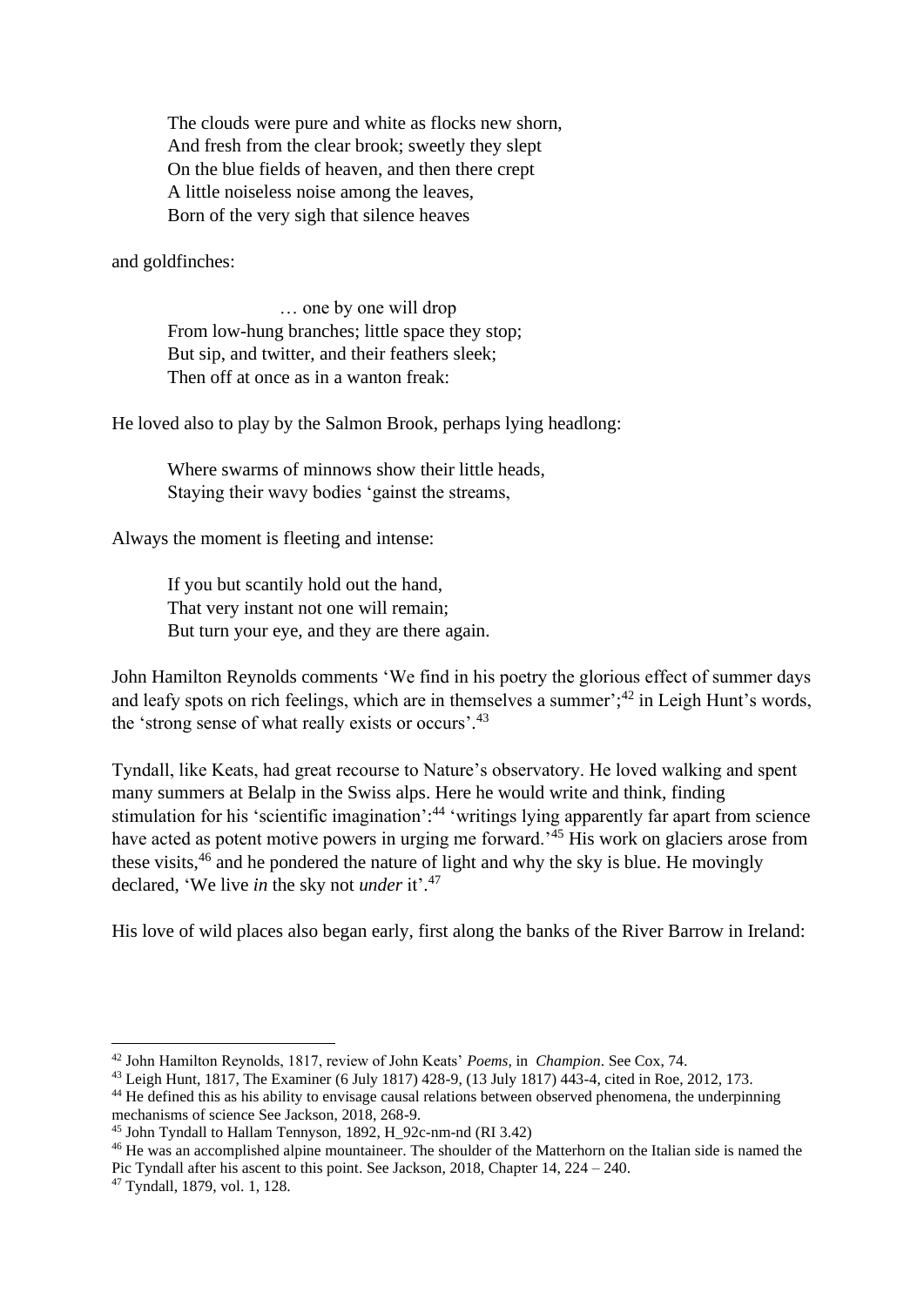> The clouds were pure and white as flocks new shorn,
> And fresh from the clear brook; sweetly they slept
> On the blue fields of heaven, and then there crept
> A little noiseless noise among the leaves,
> Born of the very sigh that silence heaves

and goldfinches:

> … one by one will drop
> From low-hung branches; little space they stop;
> But sip, and twitter, and their feathers sleek;
> Then off at once as in a wanton freak:

He loved also to play by the Salmon Brook, perhaps lying headlong:

> Where swarms of minnows show their little heads,
> Staying their wavy bodies 'gainst the streams,

Always the moment is fleeting and intense:

> If you but scantily hold out the hand,
> That very instant not one will remain;
> But turn your eye, and they are there again.

John Hamilton Reynolds comments 'We find in his poetry the glorious effect of summer days and leafy spots on rich feelings, which are in themselves a summer';[42] in Leigh Hunt's words, the 'strong sense of what really exists or occurs'.[43]

Tyndall, like Keats, had great recourse to Nature's observatory. He loved walking and spent many summers at Belalp in the Swiss alps. Here he would write and think, finding stimulation for his 'scientific imagination':[44] 'writings lying apparently far apart from science have acted as potent motive powers in urging me forward.'[45] His work on glaciers arose from these visits,[46] and he pondered the nature of light and why the sky is blue. He movingly declared, 'We live *in* the sky not *under* it'.[47]

His love of wild places also began early, first along the banks of the River Barrow in Ireland:

---

[42] John Hamilton Reynolds, 1817, review of John Keats' *Poems,* in *Champion*. See Cox, 74.

[43] Leigh Hunt, 1817, The Examiner (6 July 1817) 428-9, (13 July 1817) 443-4, cited in Roe, 2012, 173.

[44] He defined this as his ability to envisage causal relations between observed phenomena, the underpinning mechanisms of science See Jackson, 2018, 268-9.

[45] John Tyndall to Hallam Tennyson, 1892, H_92c-nm-nd (RI 3.42)

[46] He was an accomplished alpine mountaineer. The shoulder of the Matterhorn on the Italian side is named the Pic Tyndall after his ascent to this point. See Jackson, 2018, Chapter 14, 224 – 240.

[47] Tyndall, 1879, vol. 1, 128.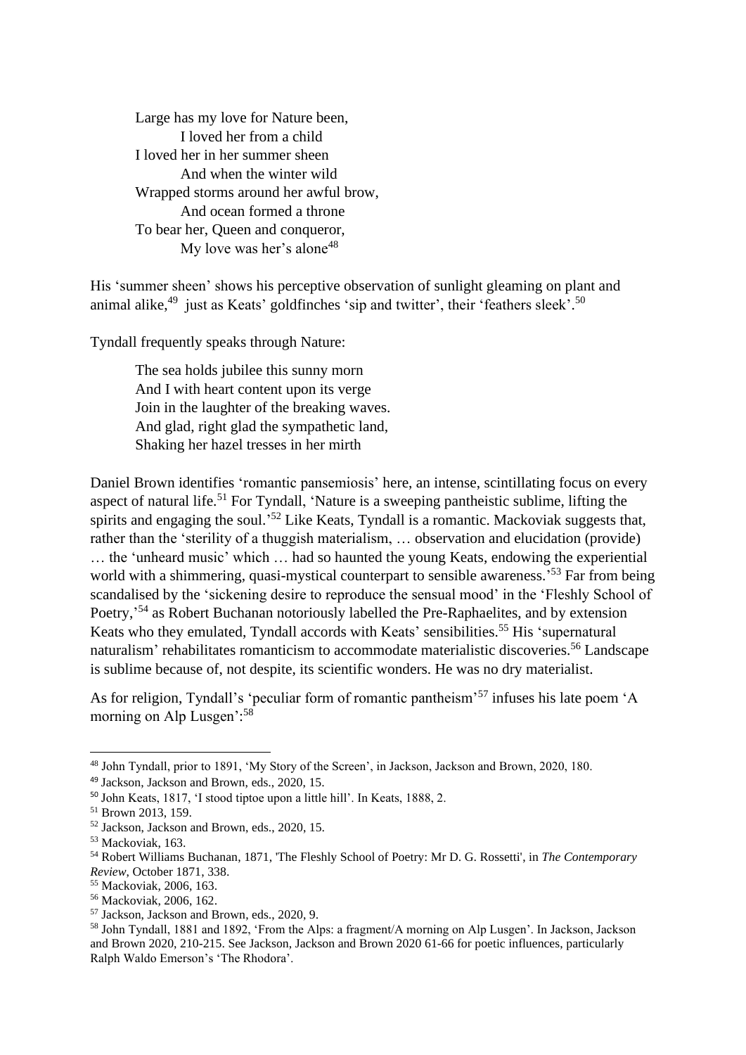> Large has my love for Nature been,  
>     I loved her from a child  
> I loved her in her summer sheen  
>     And when the winter wild  
> Wrapped storms around her awful brow,  
>     And ocean formed a throne  
> To bear her, Queen and conqueror,  
>     My love was her's alone[48]

His 'summer sheen' shows his perceptive observation of sunlight gleaming on plant and animal alike,[49] just as Keats' goldfinches 'sip and twitter', their 'feathers sleek'.[50]

Tyndall frequently speaks through Nature:

> The sea holds jubilee this sunny morn  
> And I with heart content upon its verge  
> Join in the laughter of the breaking waves.  
> And glad, right glad the sympathetic land,  
> Shaking her hazel tresses in her mirth

Daniel Brown identifies 'romantic pansemiosis' here, an intense, scintillating focus on every aspect of natural life.[51] For Tyndall, 'Nature is a sweeping pantheistic sublime, lifting the spirits and engaging the soul.'[52] Like Keats, Tyndall is a romantic. Mackoviak suggests that, rather than the 'sterility of a thuggish materialism, … observation and elucidation (provide) … the 'unheard music' which … had so haunted the young Keats, endowing the experiential world with a shimmering, quasi-mystical counterpart to sensible awareness.'[53] Far from being scandalised by the 'sickening desire to reproduce the sensual mood' in the 'Fleshly School of Poetry,'[54] as Robert Buchanan notoriously labelled the Pre-Raphaelites, and by extension Keats who they emulated, Tyndall accords with Keats' sensibilities.[55] His 'supernatural naturalism' rehabilitates romanticism to accommodate materialistic discoveries.[56] Landscape is sublime because of, not despite, its scientific wonders. He was no dry materialist.

As for religion, Tyndall's 'peculiar form of romantic pantheism'[57] infuses his late poem 'A morning on Alp Lusgen':[58]

---

[48] John Tyndall, prior to 1891, 'My Story of the Screen', in Jackson, Jackson and Brown, 2020, 180.

[49] Jackson, Jackson and Brown, eds., 2020, 15.

[50] John Keats, 1817, 'I stood tiptoe upon a little hill'. In Keats, 1888, 2.

[51] Brown 2013, 159.

[52] Jackson, Jackson and Brown, eds., 2020, 15.

[53] Mackoviak, 163.

[54] Robert Williams Buchanan, 1871, 'The Fleshly School of Poetry: Mr D. G. Rossetti', in *The Contemporary Review*, October 1871, 338.

[55] Mackoviak, 2006, 163.

[56] Mackoviak, 2006, 162.

[57] Jackson, Jackson and Brown, eds., 2020, 9.

[58] John Tyndall, 1881 and 1892, 'From the Alps: a fragment/A morning on Alp Lusgen'. In Jackson, Jackson and Brown 2020, 210-215. See Jackson, Jackson and Brown 2020 61-66 for poetic influences, particularly Ralph Waldo Emerson's 'The Rhodora'.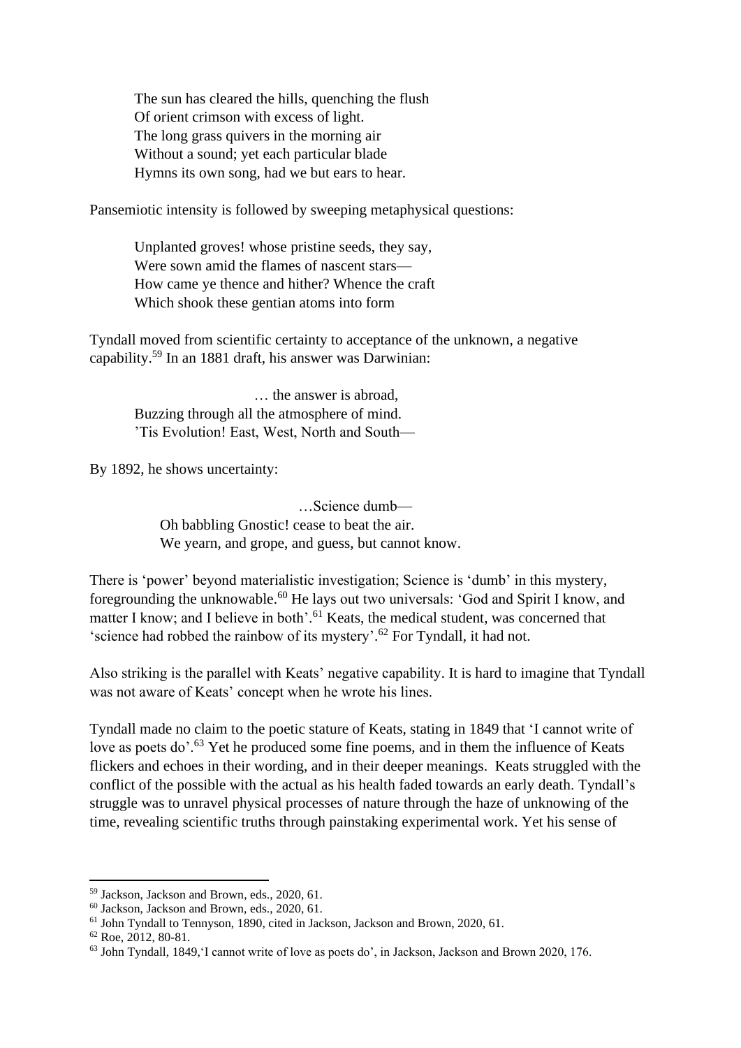> The sun has cleared the hills, quenching the flush
> Of orient crimson with excess of light.
> The long grass quivers in the morning air
> Without a sound; yet each particular blade
> Hymns its own song, had we but ears to hear.

Pansemiotic intensity is followed by sweeping metaphysical questions:

> Unplanted groves! whose pristine seeds, they say,
> Were sown amid the flames of nascent stars—
> How came ye thence and hither? Whence the craft
> Which shook these gentian atoms into form

Tyndall moved from scientific certainty to acceptance of the unknown, a negative capability.[59] In an 1881 draft, his answer was Darwinian:

> … the answer is abroad,
> Buzzing through all the atmosphere of mind.
> 'Tis Evolution! East, West, North and South—

By 1892, he shows uncertainty:

> …Science dumb—
> Oh babbling Gnostic! cease to beat the air.
> We yearn, and grope, and guess, but cannot know.

There is 'power' beyond materialistic investigation; Science is 'dumb' in this mystery, foregrounding the unknowable.[60] He lays out two universals: 'God and Spirit I know, and matter I know; and I believe in both'.[61] Keats, the medical student, was concerned that 'science had robbed the rainbow of its mystery'.[62] For Tyndall, it had not.

Also striking is the parallel with Keats' negative capability. It is hard to imagine that Tyndall was not aware of Keats' concept when he wrote his lines.

Tyndall made no claim to the poetic stature of Keats, stating in 1849 that 'I cannot write of love as poets do'.[63] Yet he produced some fine poems, and in them the influence of Keats flickers and echoes in their wording, and in their deeper meanings. Keats struggled with the conflict of the possible with the actual as his health faded towards an early death. Tyndall's struggle was to unravel physical processes of nature through the haze of unknowing of the time, revealing scientific truths through painstaking experimental work. Yet his sense of

---

[59] Jackson, Jackson and Brown, eds., 2020, 61.
[60] Jackson, Jackson and Brown, eds., 2020, 61.
[61] John Tyndall to Tennyson, 1890, cited in Jackson, Jackson and Brown, 2020, 61.
[62] Roe, 2012, 80-81.
[63] John Tyndall, 1849,'I cannot write of love as poets do', in Jackson, Jackson and Brown 2020, 176.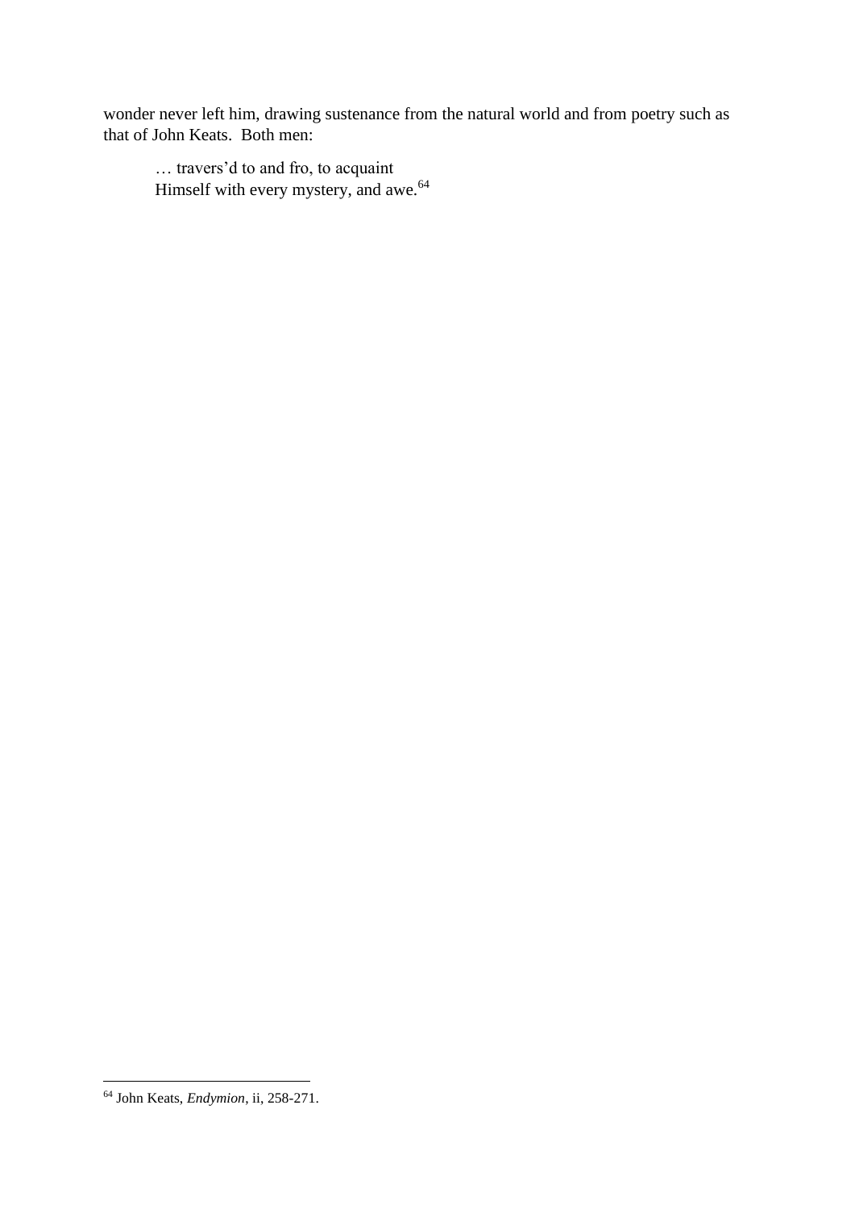wonder never left him, drawing sustenance from the natural world and from poetry such as that of John Keats. Both men:

> … travers'd to and fro, to acquaint
> Himself with every mystery, and awe.[64]

---

[64] John Keats, *Endymion*, ii, 258-271.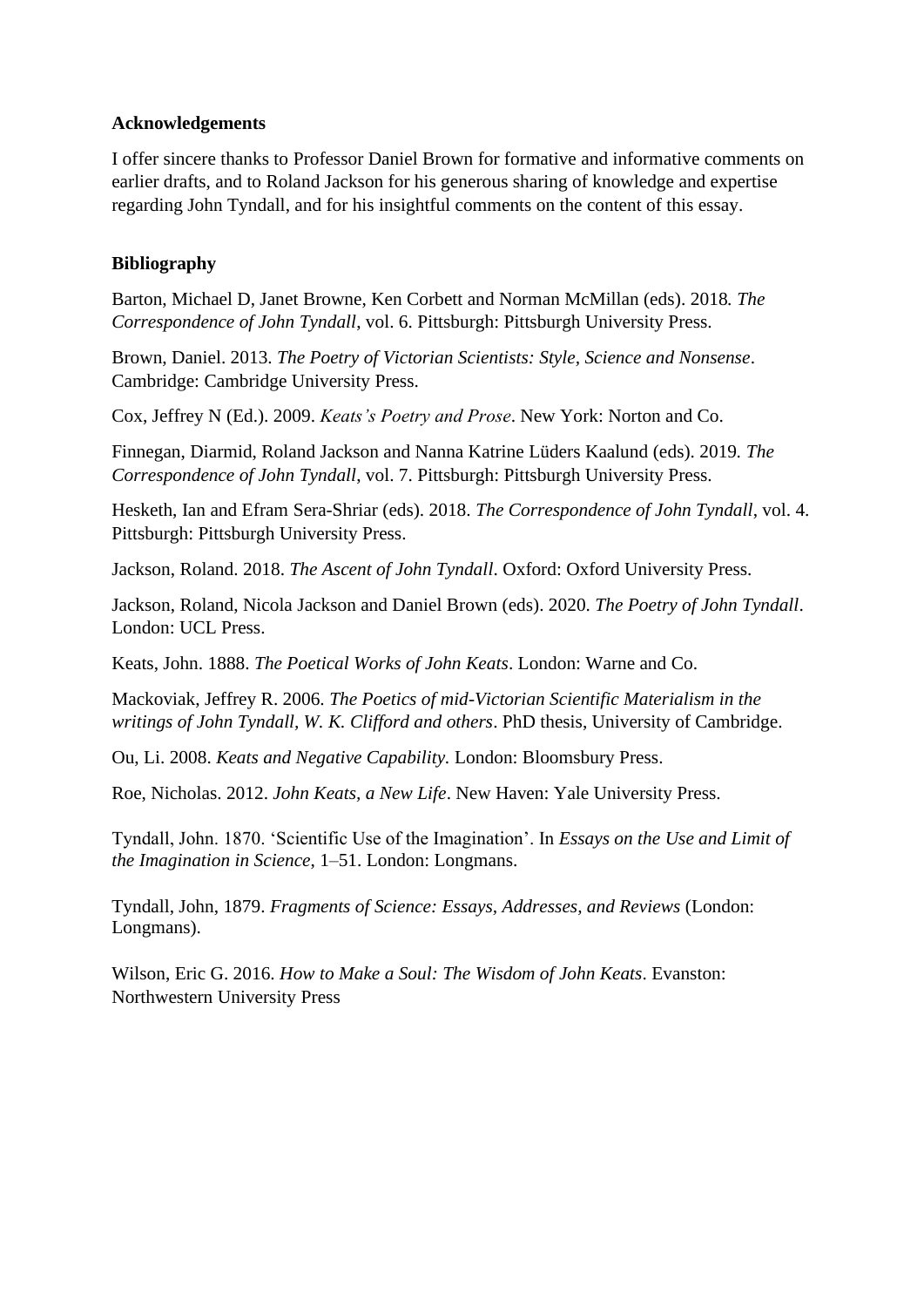**Acknowledgements**

I offer sincere thanks to Professor Daniel Brown for formative and informative comments on earlier drafts, and to Roland Jackson for his generous sharing of knowledge and expertise regarding John Tyndall, and for his insightful comments on the content of this essay.

**Bibliography**

Barton, Michael D, Janet Browne, Ken Corbett and Norman McMillan (eds). 2018. *The Correspondence of John Tyndall*, vol. 6. Pittsburgh: Pittsburgh University Press.

Brown, Daniel. 2013. *The Poetry of Victorian Scientists: Style, Science and Nonsense*. Cambridge: Cambridge University Press.

Cox, Jeffrey N (Ed.). 2009. *Keats's Poetry and Prose*. New York: Norton and Co.

Finnegan, Diarmid, Roland Jackson and Nanna Katrine Lüders Kaalund (eds). 2019. *The Correspondence of John Tyndall*, vol. 7. Pittsburgh: Pittsburgh University Press.

Hesketh, Ian and Efram Sera-Shriar (eds). 2018. *The Correspondence of John Tyndall*, vol. 4. Pittsburgh: Pittsburgh University Press.

Jackson, Roland. 2018. *The Ascent of John Tyndall*. Oxford: Oxford University Press.

Jackson, Roland, Nicola Jackson and Daniel Brown (eds). 2020. *The Poetry of John Tyndall*. London: UCL Press.

Keats, John. 1888. *The Poetical Works of John Keats*. London: Warne and Co.

Mackoviak, Jeffrey R. 2006. *The Poetics of mid-Victorian Scientific Materialism in the writings of John Tyndall, W. K. Clifford and others*. PhD thesis, University of Cambridge.

Ou, Li. 2008. *Keats and Negative Capability.* London: Bloomsbury Press.

Roe, Nicholas. 2012. *John Keats, a New Life*. New Haven: Yale University Press.

Tyndall, John. 1870. 'Scientific Use of the Imagination'. In *Essays on the Use and Limit of the Imagination in Science*, 1–51. London: Longmans.

Tyndall, John, 1879. *Fragments of Science: Essays, Addresses, and Reviews* (London: Longmans).

Wilson, Eric G. 2016. *How to Make a Soul: The Wisdom of John Keats*. Evanston: Northwestern University Press